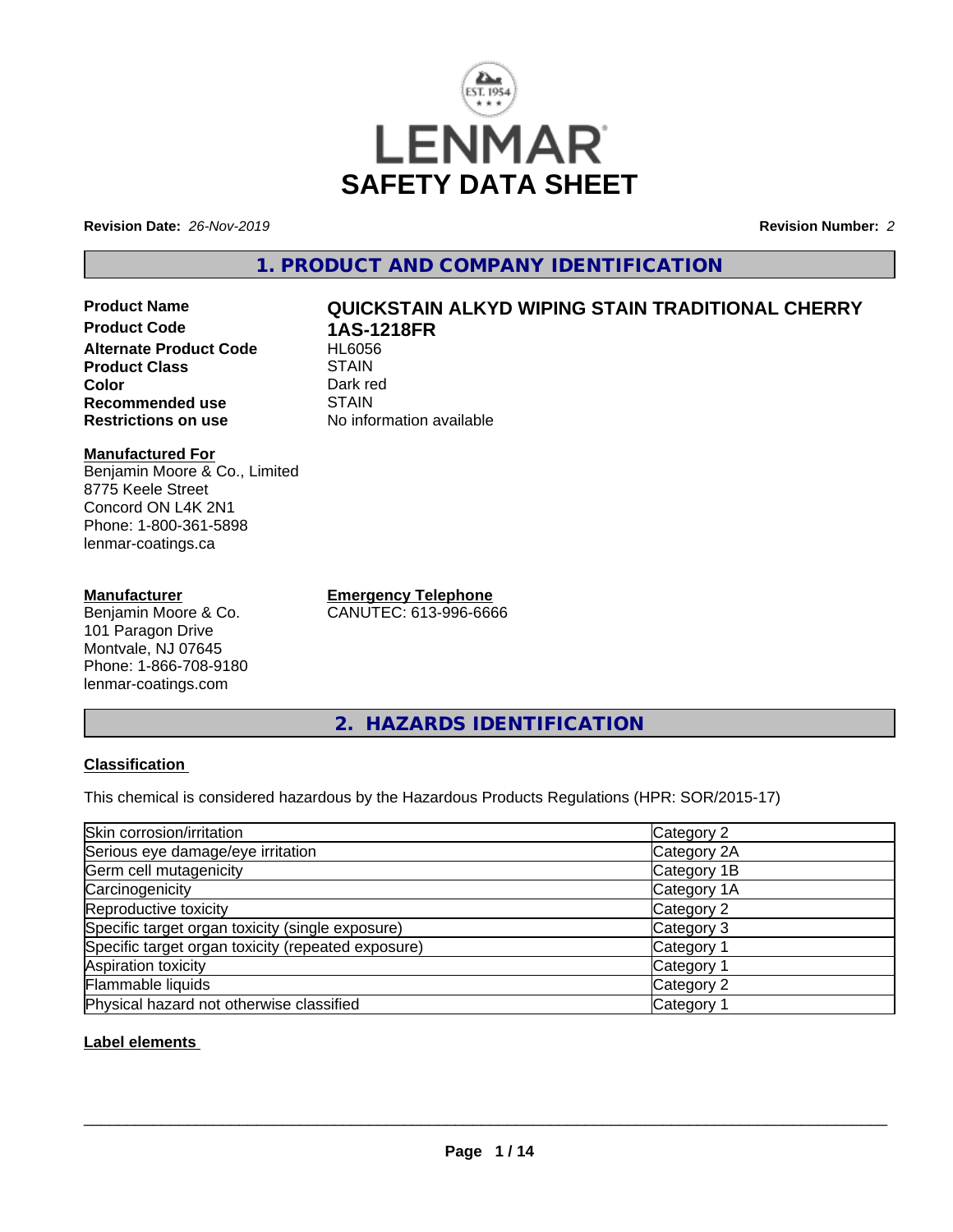# SAFETY DATA SHEET

**Revision Date:** *26-Nov-2019* **Revision Number:** *2*

## 1. PRODUCT AND COMPANY IDENTIFICATION

**Product Name** QUICKSTAIN ALKYD WIPING STAIN TRADITIONAL CHERRY
**Product Code** 1AS-1218FR
**Alternate Product Code** HL6056
**Product Class** STAIN
**Color** Dark red
**Recommended use** STAIN
**Restrictions on use** No information available

**Manufactured For**
Benjamin Moore & Co., Limited
8775 Keele Street
Concord ON L4K 2N1
Phone: 1-800-361-5898
lenmar-coatings.ca

**Manufacturer**
Benjamin Moore & Co.
101 Paragon Drive
Montvale, NJ 07645
Phone: 1-866-708-9180
lenmar-coatings.com

**Emergency Telephone**
CANUTEC: 613-996-6666

## 2. HAZARDS IDENTIFICATION

### Classification

This chemical is considered hazardous by the Hazardous Products Regulations (HPR: SOR/2015-17)

| | |
|---|---|
| Skin corrosion/irritation | Category 2 |
| Serious eye damage/eye irritation | Category 2A |
| Germ cell mutagenicity | Category 1B |
| Carcinogenicity | Category 1A |
| Reproductive toxicity | Category 2 |
| Specific target organ toxicity (single exposure) | Category 3 |
| Specific target organ toxicity (repeated exposure) | Category 1 |
| Aspiration toxicity | Category 1 |
| Flammable liquids | Category 2 |
| Physical hazard not otherwise classified | Category 1 |

### Label elements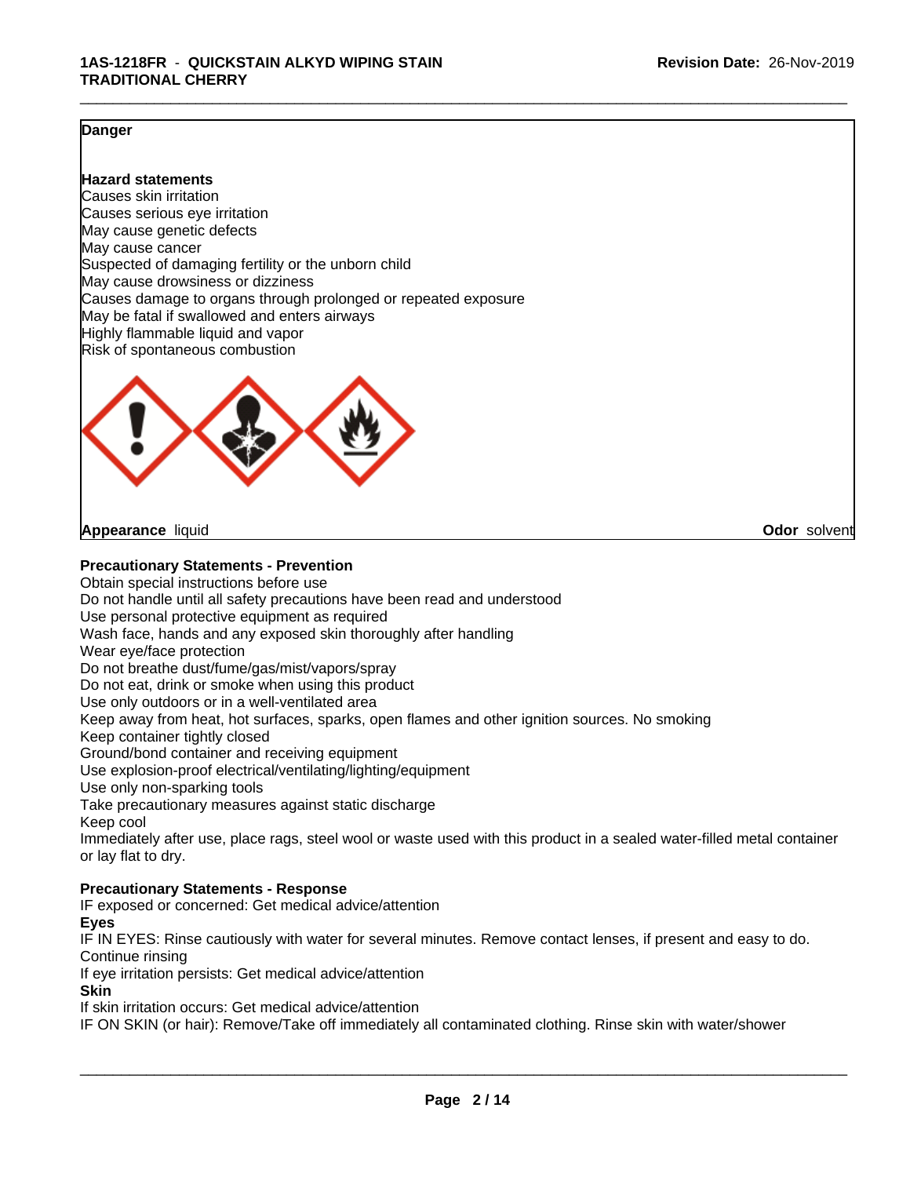**Danger**

**Hazard statements**
Causes skin irritation
Causes serious eye irritation
May cause genetic defects
May cause cancer
Suspected of damaging fertility or the unborn child
May cause drowsiness or dizziness
Causes damage to organs through prolonged or repeated exposure
May be fatal if swallowed and enters airways
Highly flammable liquid and vapor
Risk of spontaneous combustion

**Appearance** liquid **Odor** solvent

**Precautionary Statements - Prevention**
Obtain special instructions before use
Do not handle until all safety precautions have been read and understood
Use personal protective equipment as required
Wash face, hands and any exposed skin thoroughly after handling
Wear eye/face protection
Do not breathe dust/fume/gas/mist/vapors/spray
Do not eat, drink or smoke when using this product
Use only outdoors or in a well-ventilated area
Keep away from heat, hot surfaces, sparks, open flames and other ignition sources. No smoking
Keep container tightly closed
Ground/bond container and receiving equipment
Use explosion-proof electrical/ventilating/lighting/equipment
Use only non-sparking tools
Take precautionary measures against static discharge
Keep cool
Immediately after use, place rags, steel wool or waste used with this product in a sealed water-filled metal container or lay flat to dry.

**Precautionary Statements - Response**
IF exposed or concerned: Get medical advice/attention
**Eyes**
IF IN EYES: Rinse cautiously with water for several minutes. Remove contact lenses, if present and easy to do. Continue rinsing
If eye irritation persists: Get medical advice/attention
**Skin**
If skin irritation occurs: Get medical advice/attention
IF ON SKIN (or hair): Remove/Take off immediately all contaminated clothing. Rinse skin with water/shower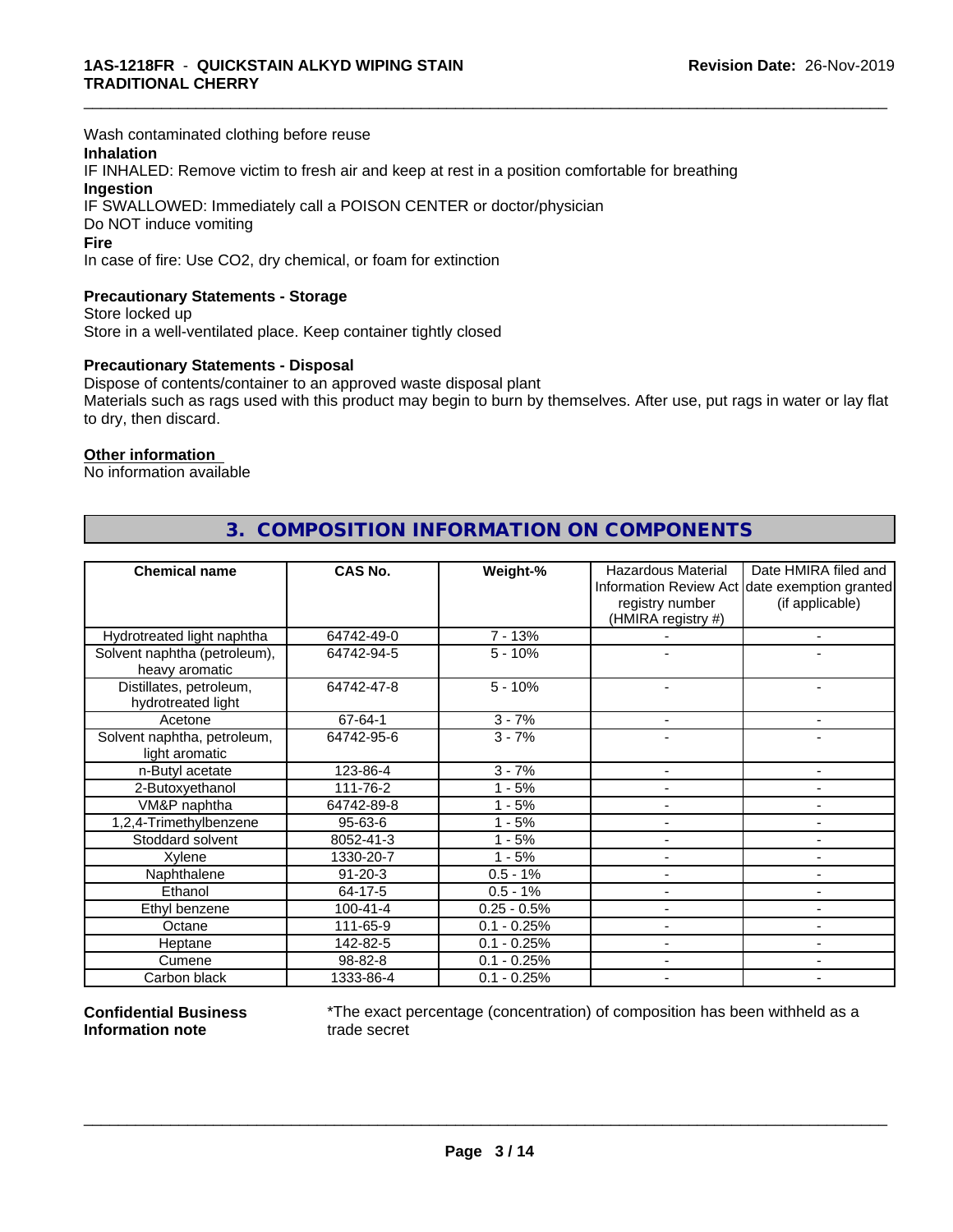Wash contaminated clothing before reuse

**Inhalation**

IF INHALED: Remove victim to fresh air and keep at rest in a position comfortable for breathing

**Ingestion**

IF SWALLOWED: Immediately call a POISON CENTER or doctor/physician

Do NOT induce vomiting

**Fire**

In case of fire: Use CO2, dry chemical, or foam for extinction

**Precautionary Statements - Storage**

Store locked up

Store in a well-ventilated place. Keep container tightly closed

**Precautionary Statements - Disposal**

Dispose of contents/container to an approved waste disposal plant

Materials such as rags used with this product may begin to burn by themselves. After use, put rags in water or lay flat to dry, then discard.

**Other information**

No information available

## 3. COMPOSITION INFORMATION ON COMPONENTS

| Chemical name | CAS No. | Weight-% | Hazardous Material Information Review Act registry number (HMIRA registry #) | Date HMIRA filed and date exemption granted (if applicable) |
|---|---|---|---|---|
| Hydrotreated light naphtha | 64742-49-0 | 7 - 13% | - | - |
| Solvent naphtha (petroleum), heavy aromatic | 64742-94-5 | 5 - 10% | - | - |
| Distillates, petroleum, hydrotreated light | 64742-47-8 | 5 - 10% | - | - |
| Acetone | 67-64-1 | 3 - 7% | - | - |
| Solvent naphtha, petroleum, light aromatic | 64742-95-6 | 3 - 7% | - | - |
| n-Butyl acetate | 123-86-4 | 3 - 7% | - | - |
| 2-Butoxyethanol | 111-76-2 | 1 - 5% | - | - |
| VM&P naphtha | 64742-89-8 | 1 - 5% | - | - |
| 1,2,4-Trimethylbenzene | 95-63-6 | 1 - 5% | - | - |
| Stoddard solvent | 8052-41-3 | 1 - 5% | - | - |
| Xylene | 1330-20-7 | 1 - 5% | - | - |
| Naphthalene | 91-20-3 | 0.5 - 1% | - | - |
| Ethanol | 64-17-5 | 0.5 - 1% | - | - |
| Ethyl benzene | 100-41-4 | 0.25 - 0.5% | - | - |
| Octane | 111-65-9 | 0.1 - 0.25% | - | - |
| Heptane | 142-82-5 | 0.1 - 0.25% | - | - |
| Cumene | 98-82-8 | 0.1 - 0.25% | - | - |
| Carbon black | 1333-86-4 | 0.1 - 0.25% | - | - |

**Confidential Business Information note**

*The exact percentage (concentration) of composition has been withheld as a trade secret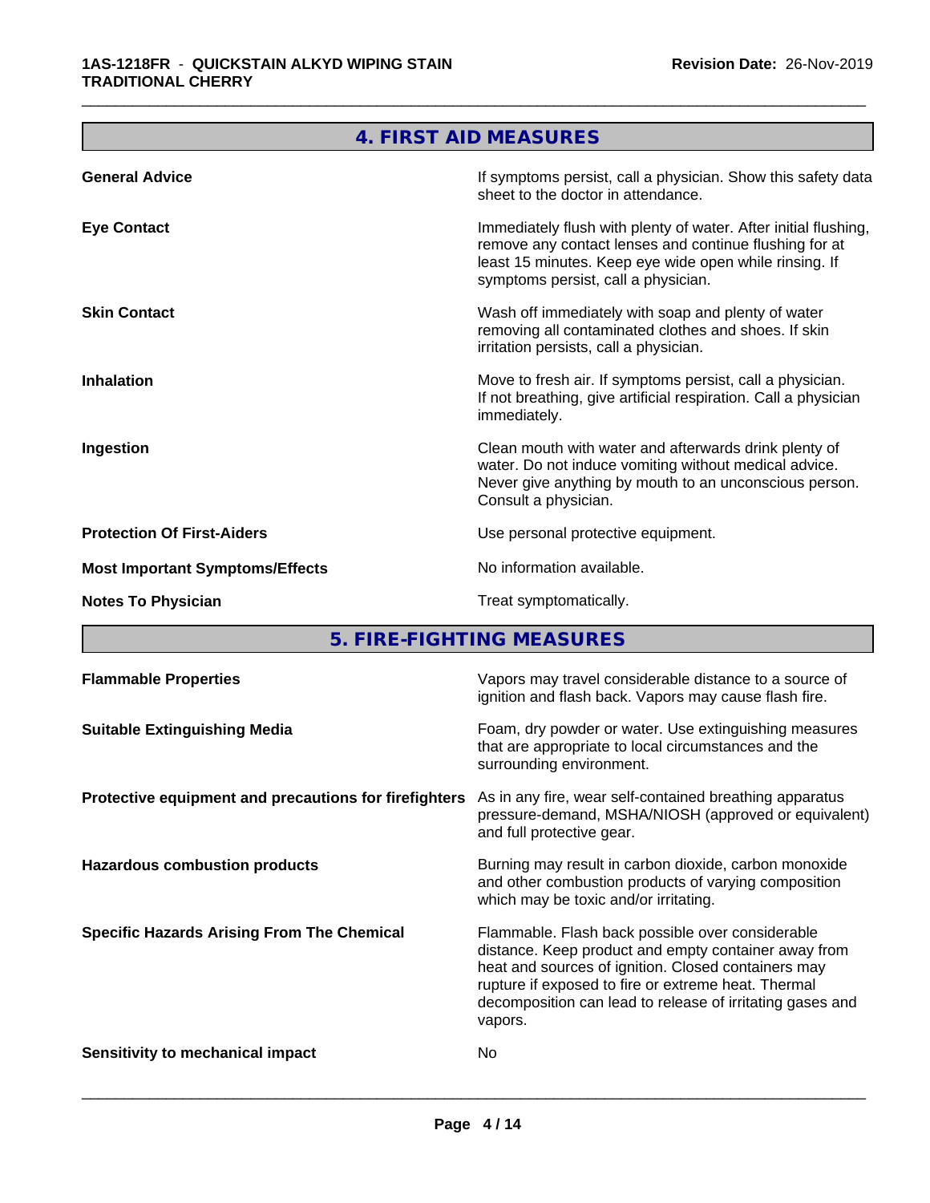## 4. FIRST AID MEASURES

| | |
|---|---|
| **General Advice** | If symptoms persist, call a physician. Show this safety data sheet to the doctor in attendance. |
| **Eye Contact** | Immediately flush with plenty of water. After initial flushing, remove any contact lenses and continue flushing for at least 15 minutes. Keep eye wide open while rinsing. If symptoms persist, call a physician. |
| **Skin Contact** | Wash off immediately with soap and plenty of water removing all contaminated clothes and shoes. If skin irritation persists, call a physician. |
| **Inhalation** | Move to fresh air. If symptoms persist, call a physician. If not breathing, give artificial respiration. Call a physician immediately. |
| **Ingestion** | Clean mouth with water and afterwards drink plenty of water. Do not induce vomiting without medical advice. Never give anything by mouth to an unconscious person. Consult a physician. |
| **Protection Of First-Aiders** | Use personal protective equipment. |
| **Most Important Symptoms/Effects** | No information available. |
| **Notes To Physician** | Treat symptomatically. |

## 5. FIRE-FIGHTING MEASURES

| | |
|---|---|
| **Flammable Properties** | Vapors may travel considerable distance to a source of ignition and flash back. Vapors may cause flash fire. |
| **Suitable Extinguishing Media** | Foam, dry powder or water. Use extinguishing measures that are appropriate to local circumstances and the surrounding environment. |
| **Protective equipment and precautions for firefighters** | As in any fire, wear self-contained breathing apparatus pressure-demand, MSHA/NIOSH (approved or equivalent) and full protective gear. |
| **Hazardous combustion products** | Burning may result in carbon dioxide, carbon monoxide and other combustion products of varying composition which may be toxic and/or irritating. |
| **Specific Hazards Arising From The Chemical** | Flammable. Flash back possible over considerable distance. Keep product and empty container away from heat and sources of ignition. Closed containers may rupture if exposed to fire or extreme heat. Thermal decomposition can lead to release of irritating gases and vapors. |
| **Sensitivity to mechanical impact** | No |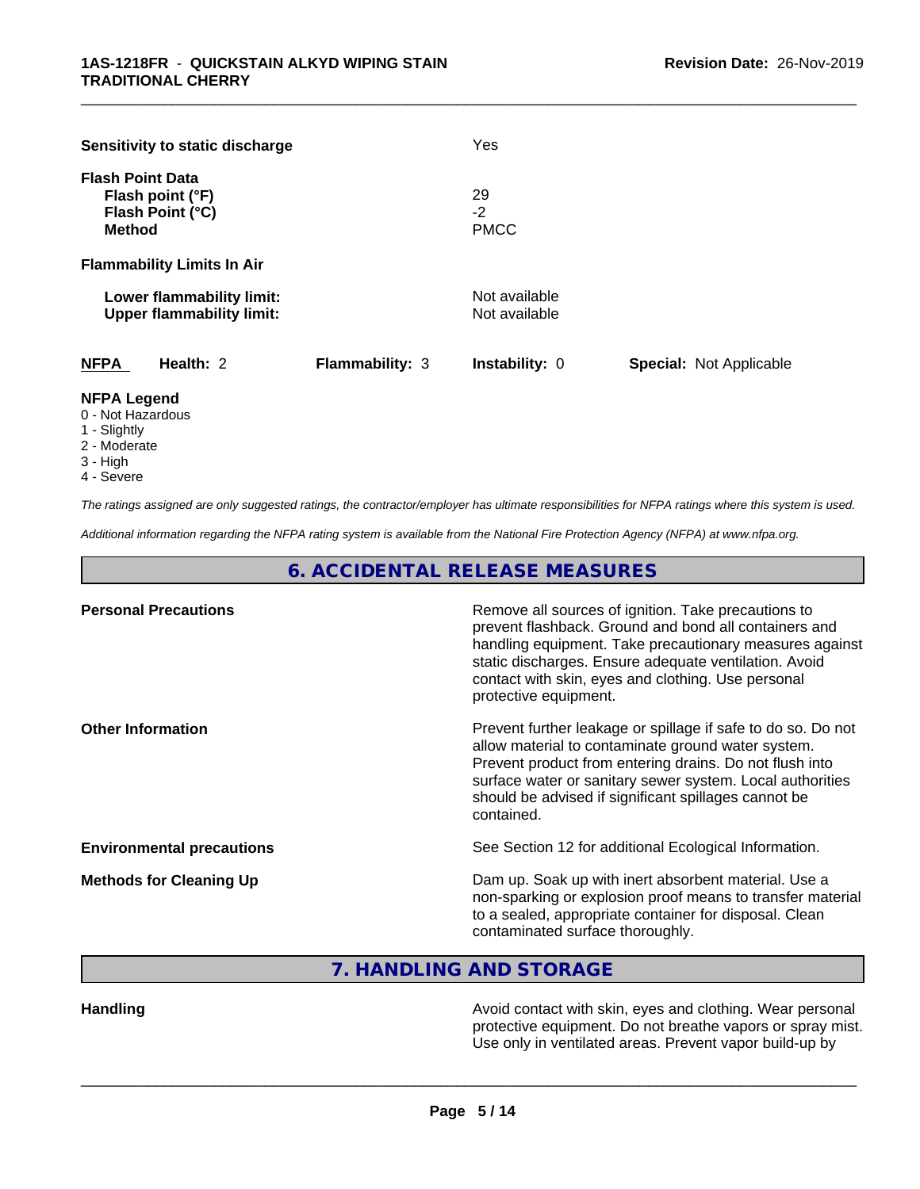| | |
|---|---|
| **Sensitivity to static discharge** | Yes |

**Flash Point Data**

| | |
|---|---|
| **Flash point (°F)** | 29 |
| **Flash Point (°C)** | -2 |
| **Method** | PMCC |

**Flammability Limits In Air**

| | |
|---|---|
| **Lower flammability limit:** | Not available |
| **Upper flammability limit:** | Not available |

| **NFPA** | **Health:** 2 | **Flammability:** 3 | **Instability:** 0 | **Special:** Not Applicable |
|---|---|---|---|---|

**NFPA Legend**

- 0 - Not Hazardous
- 1 - Slightly
- 2 - Moderate
- 3 - High
- 4 - Severe

*The ratings assigned are only suggested ratings, the contractor/employer has ultimate responsibilities for NFPA ratings where this system is used.*

*Additional information regarding the NFPA rating system is available from the National Fire Protection Agency (NFPA) at www.nfpa.org.*

## 6. ACCIDENTAL RELEASE MEASURES

| | |
|---|---|
| **Personal Precautions** | Remove all sources of ignition. Take precautions to prevent flashback. Ground and bond all containers and handling equipment. Take precautionary measures against static discharges. Ensure adequate ventilation. Avoid contact with skin, eyes and clothing. Use personal protective equipment. |
| **Other Information** | Prevent further leakage or spillage if safe to do so. Do not allow material to contaminate ground water system. Prevent product from entering drains. Do not flush into surface water or sanitary sewer system. Local authorities should be advised if significant spillages cannot be contained. |
| **Environmental precautions** | See Section 12 for additional Ecological Information. |
| **Methods for Cleaning Up** | Dam up. Soak up with inert absorbent material. Use a non-sparking or explosion proof means to transfer material to a sealed, appropriate container for disposal. Clean contaminated surface thoroughly. |

## 7. HANDLING AND STORAGE

| | |
|---|---|
| **Handling** | Avoid contact with skin, eyes and clothing. Wear personal protective equipment. Do not breathe vapors or spray mist. Use only in ventilated areas. Prevent vapor build-up by |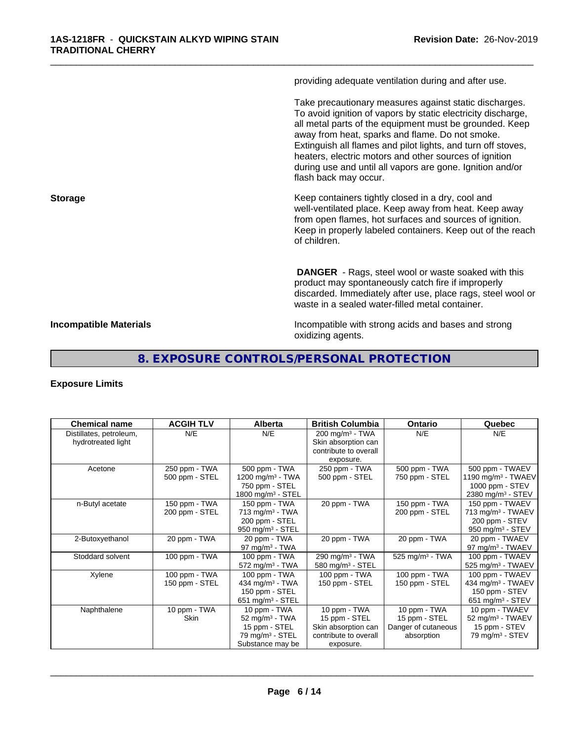providing adequate ventilation during and after use.

Take precautionary measures against static discharges. To avoid ignition of vapors by static electricity discharge, all metal parts of the equipment must be grounded. Keep away from heat, sparks and flame. Do not smoke. Extinguish all flames and pilot lights, and turn off stoves, heaters, electric motors and other sources of ignition during use and until all vapors are gone. Ignition and/or flash back may occur.

**Storage**

Keep containers tightly closed in a dry, cool and well-ventilated place. Keep away from heat. Keep away from open flames, hot surfaces and sources of ignition. Keep in properly labeled containers. Keep out of the reach of children.

**DANGER** - Rags, steel wool or waste soaked with this product may spontaneously catch fire if improperly discarded. Immediately after use, place rags, steel wool or waste in a sealed water-filled metal container.

**Incompatible Materials**

Incompatible with strong acids and bases and strong oxidizing agents.

## 8. EXPOSURE CONTROLS/PERSONAL PROTECTION

### Exposure Limits

| Chemical name | ACGIH TLV | Alberta | British Columbia | Ontario | Quebec |
|---|---|---|---|---|---|
| Distillates, petroleum, hydrotreated light | N/E | N/E | 200 mg/m³ - TWA<br>Skin absorption can contribute to overall exposure. | N/E | N/E |
| Acetone | 250 ppm - TWA<br>500 ppm - STEL | 500 ppm - TWA<br>1200 mg/m³ - TWA<br>750 ppm - STEL<br>1800 mg/m³ - STEL | 250 ppm - TWA<br>500 ppm - STEL | 500 ppm - TWA<br>750 ppm - STEL | 500 ppm - TWAEV<br>1190 mg/m³ - TWAEV<br>1000 ppm - STEV<br>2380 mg/m³ - STEV |
| n-Butyl acetate | 150 ppm - TWA<br>200 ppm - STEL | 150 ppm - TWA<br>713 mg/m³ - TWA<br>200 ppm - STEL<br>950 mg/m³ - STEL | 20 ppm - TWA | 150 ppm - TWA<br>200 ppm - STEL | 150 ppm - TWAEV<br>713 mg/m³ - TWAEV<br>200 ppm - STEV<br>950 mg/m³ - STEV |
| 2-Butoxyethanol | 20 ppm - TWA | 20 ppm - TWA<br>97 mg/m³ - TWA | 20 ppm - TWA | 20 ppm - TWA | 20 ppm - TWAEV<br>97 mg/m³ - TWAEV |
| Stoddard solvent | 100 ppm - TWA | 100 ppm - TWA<br>572 mg/m³ - TWA | 290 mg/m³ - TWA<br>580 mg/m³ - STEL | 525 mg/m³ - TWA | 100 ppm - TWAEV<br>525 mg/m³ - TWAEV |
| Xylene | 100 ppm - TWA<br>150 ppm - STEL | 100 ppm - TWA<br>434 mg/m³ - TWA<br>150 ppm - STEL<br>651 mg/m³ - STEL | 100 ppm - TWA<br>150 ppm - STEL | 100 ppm - TWA<br>150 ppm - STEL | 100 ppm - TWAEV<br>434 mg/m³ - TWAEV<br>150 ppm - STEV<br>651 mg/m³ - STEV |
| Naphthalene | 10 ppm - TWA<br>Skin | 10 ppm - TWA<br>52 mg/m³ - TWA<br>15 ppm - STEL<br>79 mg/m³ - STEL<br>Substance may be | 10 ppm - TWA<br>15 ppm - STEL<br>Skin absorption can contribute to overall exposure. | 10 ppm - TWA<br>15 ppm - STEL<br>Danger of cutaneous absorption | 10 ppm - TWAEV<br>52 mg/m³ - TWAEV<br>15 ppm - STEV<br>79 mg/m³ - STEV |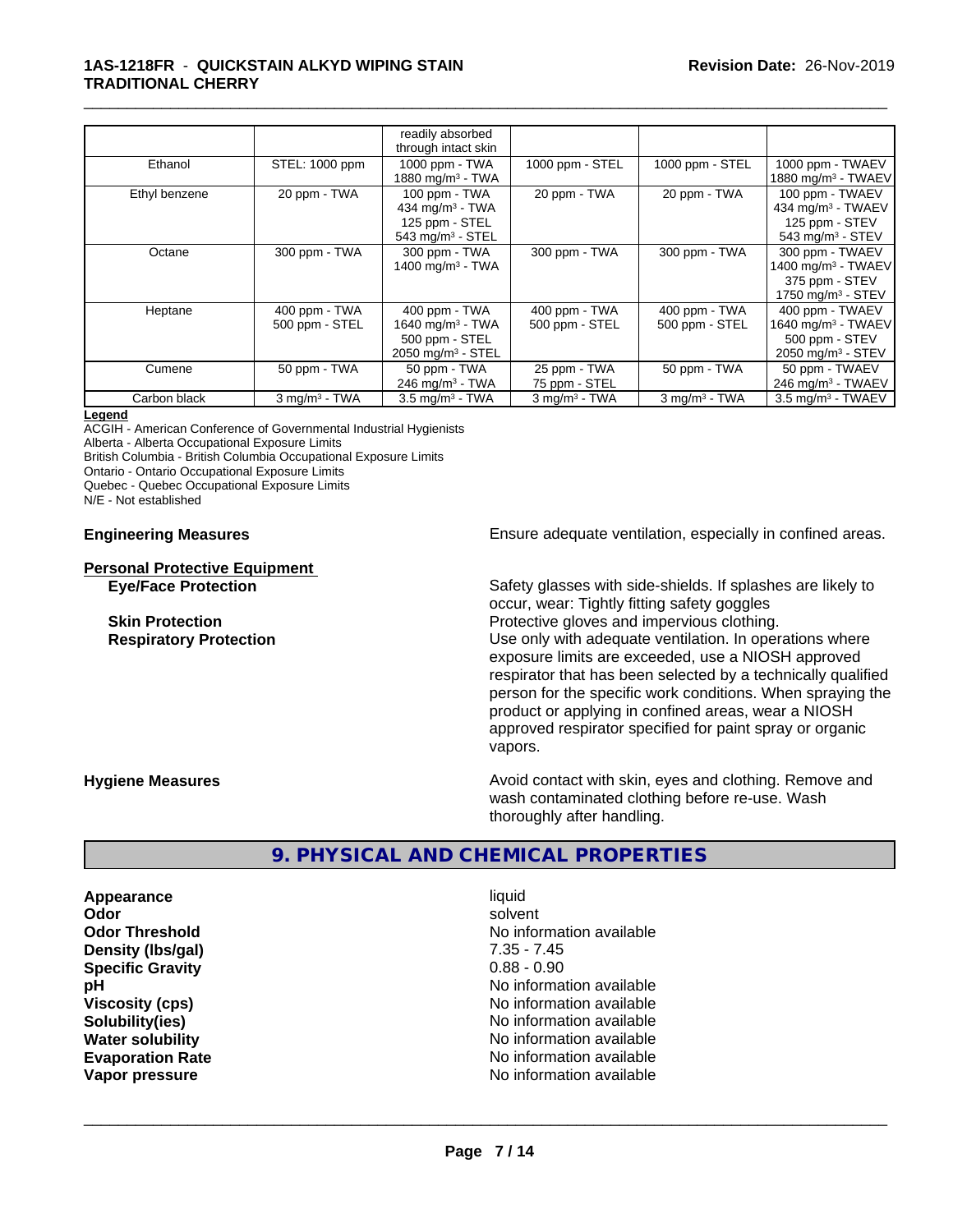| | | readily absorbed through intact skin | | | |
|---|---|---|---|---|---|
| Ethanol | STEL: 1000 ppm | 1000 ppm - TWA<br>1880 mg/m³ - TWA | 1000 ppm - STEL | 1000 ppm - STEL | 1000 ppm - TWAEV<br>1880 mg/m³ - TWAEV |
| Ethyl benzene | 20 ppm - TWA | 100 ppm - TWA<br>434 mg/m³ - TWA<br>125 ppm - STEL<br>543 mg/m³ - STEL | 20 ppm - TWA | 20 ppm - TWA | 100 ppm - TWAEV<br>434 mg/m³ - TWAEV<br>125 ppm - STEV<br>543 mg/m³ - STEV |
| Octane | 300 ppm - TWA | 300 ppm - TWA<br>1400 mg/m³ - TWA | 300 ppm - TWA | 300 ppm - TWA | 300 ppm - TWAEV<br>1400 mg/m³ - TWAEV<br>375 ppm - STEV<br>1750 mg/m³ - STEV |
| Heptane | 400 ppm - TWA<br>500 ppm - STEL | 400 ppm - TWA<br>1640 mg/m³ - TWA<br>500 ppm - STEL<br>2050 mg/m³ - STEL | 400 ppm - TWA<br>500 ppm - STEL | 400 ppm - TWA<br>500 ppm - STEL | 400 ppm - TWAEV<br>1640 mg/m³ - TWAEV<br>500 ppm - STEV<br>2050 mg/m³ - STEV |
| Cumene | 50 ppm - TWA | 50 ppm - TWA<br>246 mg/m³ - TWA | 25 ppm - TWA<br>75 ppm - STEL | 50 ppm - TWA | 50 ppm - TWAEV<br>246 mg/m³ - TWAEV |
| Carbon black | 3 mg/m³ - TWA | 3.5 mg/m³ - TWA | 3 mg/m³ - TWA | 3 mg/m³ - TWA | 3.5 mg/m³ - TWAEV |

**Legend**

ACGIH - American Conference of Governmental Industrial Hygienists
Alberta - Alberta Occupational Exposure Limits
British Columbia - British Columbia Occupational Exposure Limits
Ontario - Ontario Occupational Exposure Limits
Quebec - Quebec Occupational Exposure Limits
N/E - Not established

**Engineering Measures** Ensure adequate ventilation, especially in confined areas.

**Personal Protective Equipment**

**Eye/Face Protection** Safety glasses with side-shields. If splashes are likely to occur, wear: Tightly fitting safety goggles

**Skin Protection** Protective gloves and impervious clothing.

**Respiratory Protection** Use only with adequate ventilation. In operations where exposure limits are exceeded, use a NIOSH approved respirator that has been selected by a technically qualified person for the specific work conditions. When spraying the product or applying in confined areas, wear a NIOSH approved respirator specified for paint spray or organic vapors.

**Hygiene Measures** Avoid contact with skin, eyes and clothing. Remove and wash contaminated clothing before re-use. Wash thoroughly after handling.

## 9. PHYSICAL AND CHEMICAL PROPERTIES

| | |
|---|---|
| **Appearance** | liquid |
| **Odor** | solvent |
| **Odor Threshold** | No information available |
| **Density (lbs/gal)** | 7.35 - 7.45 |
| **Specific Gravity** | 0.88 - 0.90 |
| **pH** | No information available |
| **Viscosity (cps)** | No information available |
| **Solubility(ies)** | No information available |
| **Water solubility** | No information available |
| **Evaporation Rate** | No information available |
| **Vapor pressure** | No information available |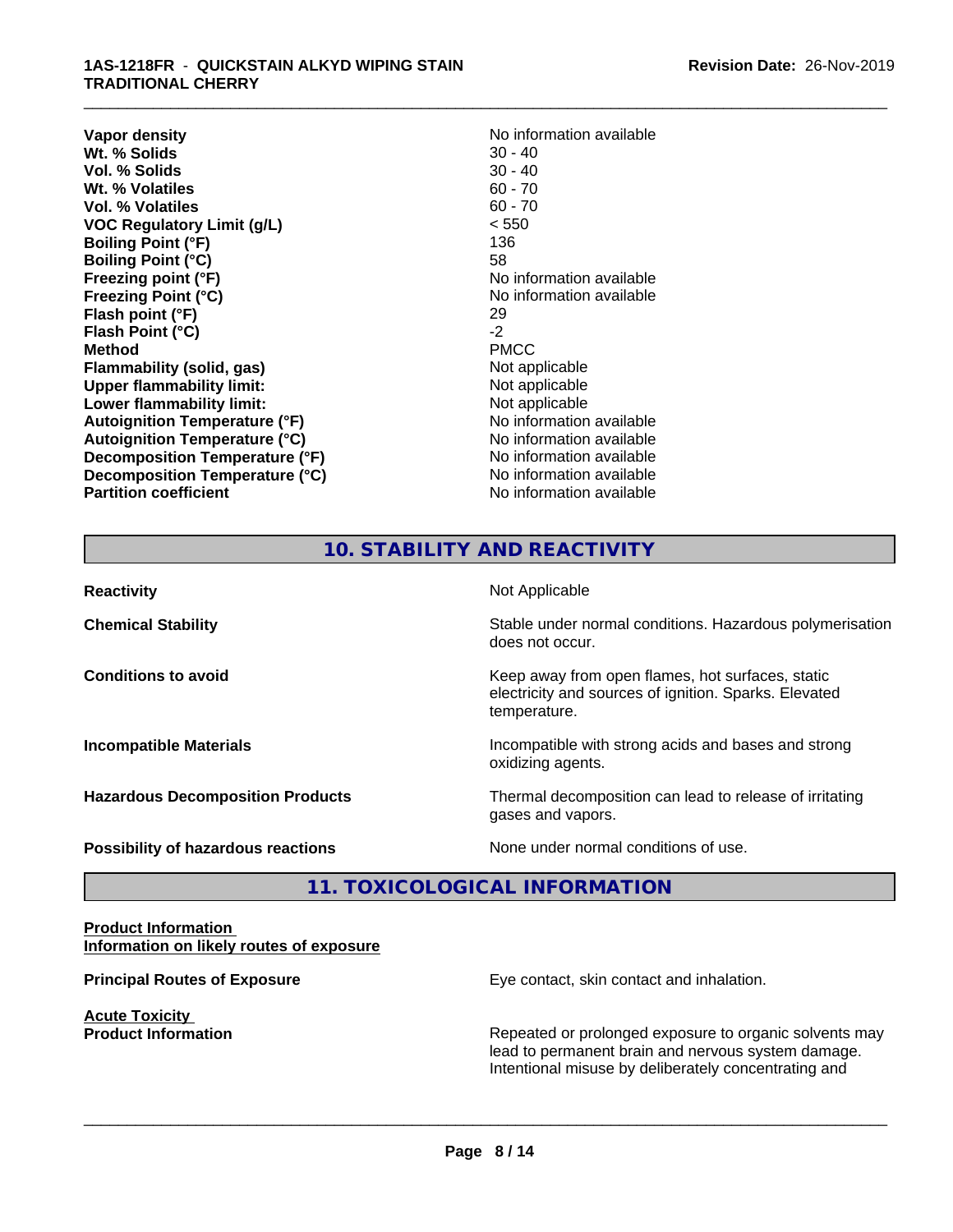| | |
|---|---|
| **Vapor density** | No information available |
| **Wt. % Solids** | 30 - 40 |
| **Vol. % Solids** | 30 - 40 |
| **Wt. % Volatiles** | 60 - 70 |
| **Vol. % Volatiles** | 60 - 70 |
| **VOC Regulatory Limit (g/L)** | < 550 |
| **Boiling Point (°F)** | 136 |
| **Boiling Point (°C)** | 58 |
| **Freezing point (°F)** | No information available |
| **Freezing Point (°C)** | No information available |
| **Flash point (°F)** | 29 |
| **Flash Point (°C)** | -2 |
| **Method** | PMCC |
| **Flammability (solid, gas)** | Not applicable |
| **Upper flammability limit:** | Not applicable |
| **Lower flammability limit:** | Not applicable |
| **Autoignition Temperature (°F)** | No information available |
| **Autoignition Temperature (°C)** | No information available |
| **Decomposition Temperature (°F)** | No information available |
| **Decomposition Temperature (°C)** | No information available |
| **Partition coefficient** | No information available |

## 10. STABILITY AND REACTIVITY

| | |
|---|---|
| **Reactivity** | Not Applicable |
| **Chemical Stability** | Stable under normal conditions. Hazardous polymerisation does not occur. |
| **Conditions to avoid** | Keep away from open flames, hot surfaces, static electricity and sources of ignition. Sparks. Elevated temperature. |
| **Incompatible Materials** | Incompatible with strong acids and bases and strong oxidizing agents. |
| **Hazardous Decomposition Products** | Thermal decomposition can lead to release of irritating gases and vapors. |
| **Possibility of hazardous reactions** | None under normal conditions of use. |

## 11. TOXICOLOGICAL INFORMATION

**Product Information**
**Information on likely routes of exposure**

**Principal Routes of Exposure** — Eye contact, skin contact and inhalation.

**Acute Toxicity**
**Product Information** — Repeated or prolonged exposure to organic solvents may lead to permanent brain and nervous system damage. Intentional misuse by deliberately concentrating and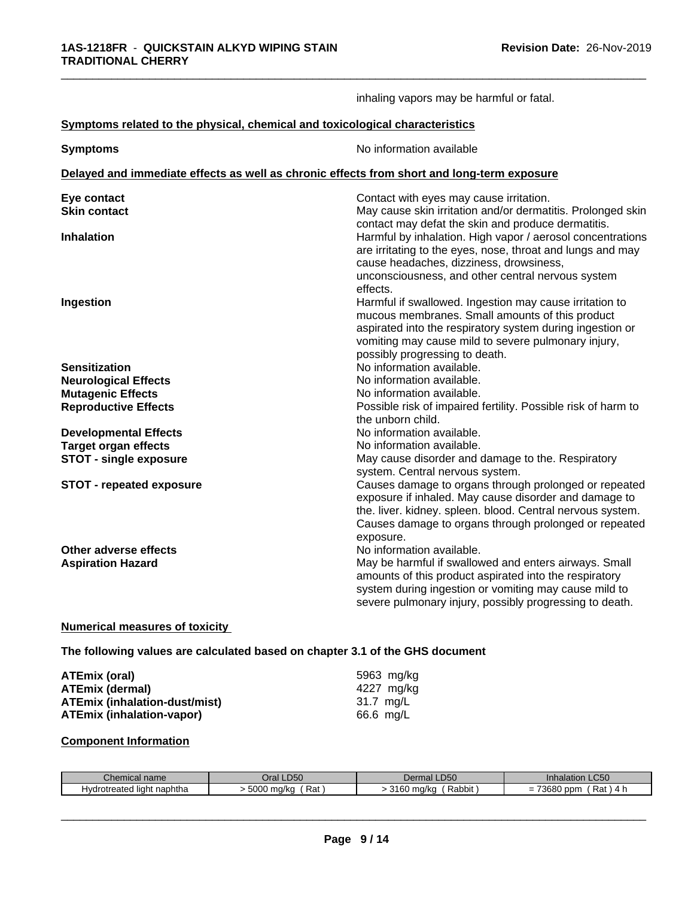inhaling vapors may be harmful or fatal.

**Symptoms related to the physical, chemical and toxicological characteristics**

| | |
|---|---|
| **Symptoms** | No information available |

**Delayed and immediate effects as well as chronic effects from short and long-term exposure**

| | |
|---|---|
| **Eye contact** | Contact with eyes may cause irritation. |
| **Skin contact** | May cause skin irritation and/or dermatitis. Prolonged skin contact may defat the skin and produce dermatitis. |
| **Inhalation** | Harmful by inhalation. High vapor / aerosol concentrations are irritating to the eyes, nose, throat and lungs and may cause headaches, dizziness, drowsiness, unconsciousness, and other central nervous system effects. |
| **Ingestion** | Harmful if swallowed. Ingestion may cause irritation to mucous membranes. Small amounts of this product aspirated into the respiratory system during ingestion or vomiting may cause mild to severe pulmonary injury, possibly progressing to death. |
| **Sensitization** | No information available. |
| **Neurological Effects** | No information available. |
| **Mutagenic Effects** | No information available. |
| **Reproductive Effects** | Possible risk of impaired fertility. Possible risk of harm to the unborn child. |
| **Developmental Effects** | No information available. |
| **Target organ effects** | No information available. |
| **STOT - single exposure** | May cause disorder and damage to the. Respiratory system. Central nervous system. |
| **STOT - repeated exposure** | Causes damage to organs through prolonged or repeated exposure if inhaled. May cause disorder and damage to the. liver. kidney. spleen. blood. Central nervous system. Causes damage to organs through prolonged or repeated exposure. |
| **Other adverse effects** | No information available. |
| **Aspiration Hazard** | May be harmful if swallowed and enters airways. Small amounts of this product aspirated into the respiratory system during ingestion or vomiting may cause mild to severe pulmonary injury, possibly progressing to death. |

**Numerical measures of toxicity**

**The following values are calculated based on chapter 3.1 of the GHS document**

| | |
|---|---|
| **ATEmix (oral)** | 5963 mg/kg |
| **ATEmix (dermal)** | 4227 mg/kg |
| **ATEmix (inhalation-dust/mist)** | 31.7 mg/L |
| **ATEmix (inhalation-vapor)** | 66.6 mg/L |

**Component Information**

| Chemical name | Oral LD50 | Dermal LD50 | Inhalation LC50 |
|---|---|---|---|
| Hydrotreated light naphtha | > 5000 mg/kg ( Rat ) | > 3160 mg/kg ( Rabbit ) | = 73680 ppm ( Rat ) 4 h |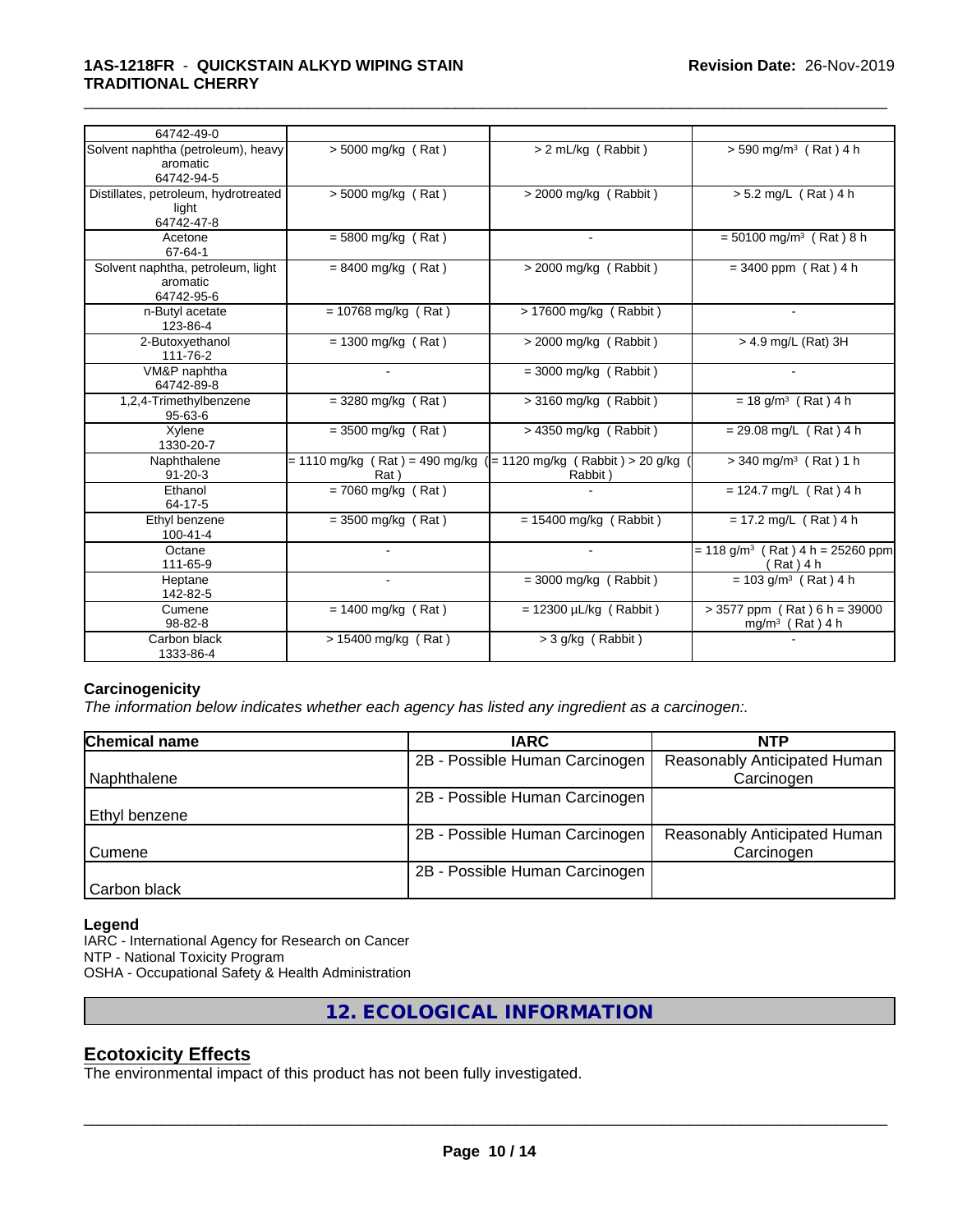| | | | |
|---|---|---|---|
| 64742-49-0 | | | |
| Solvent naphtha (petroleum), heavy aromatic 64742-94-5 | > 5000 mg/kg ( Rat ) | > 2 mL/kg ( Rabbit ) | > 590 mg/m³ ( Rat ) 4 h |
| Distillates, petroleum, hydrotreated light 64742-47-8 | > 5000 mg/kg ( Rat ) | > 2000 mg/kg ( Rabbit ) | > 5.2 mg/L ( Rat ) 4 h |
| Acetone 67-64-1 | = 5800 mg/kg ( Rat ) | - | = 50100 mg/m³ ( Rat ) 8 h |
| Solvent naphtha, petroleum, light aromatic 64742-95-6 | = 8400 mg/kg ( Rat ) | > 2000 mg/kg ( Rabbit ) | = 3400 ppm ( Rat ) 4 h |
| n-Butyl acetate 123-86-4 | = 10768 mg/kg ( Rat ) | > 17600 mg/kg ( Rabbit ) | - |
| 2-Butoxyethanol 111-76-2 | = 1300 mg/kg ( Rat ) | > 2000 mg/kg ( Rabbit ) | > 4.9 mg/L (Rat) 3H |
| VM&P naphtha 64742-89-8 | - | = 3000 mg/kg ( Rabbit ) | - |
| 1,2,4-Trimethylbenzene 95-63-6 | = 3280 mg/kg ( Rat ) | > 3160 mg/kg ( Rabbit ) | = 18 g/m³ ( Rat ) 4 h |
| Xylene 1330-20-7 | = 3500 mg/kg ( Rat ) | > 4350 mg/kg ( Rabbit ) | = 29.08 mg/L ( Rat ) 4 h |
| Naphthalene 91-20-3 | = 1110 mg/kg ( Rat ) = 490 mg/kg ( Rat ) | = 1120 mg/kg ( Rabbit ) > 20 g/kg ( Rabbit ) | > 340 mg/m³ ( Rat ) 1 h |
| Ethanol 64-17-5 | = 7060 mg/kg ( Rat ) | - | = 124.7 mg/L ( Rat ) 4 h |
| Ethyl benzene 100-41-4 | = 3500 mg/kg ( Rat ) | = 15400 mg/kg ( Rabbit ) | = 17.2 mg/L ( Rat ) 4 h |
| Octane 111-65-9 | - | - | = 118 g/m³ ( Rat ) 4 h = 25260 ppm ( Rat ) 4 h |
| Heptane 142-82-5 | - | = 3000 mg/kg ( Rabbit ) | = 103 g/m³ ( Rat ) 4 h |
| Cumene 98-82-8 | = 1400 mg/kg ( Rat ) | = 12300 µL/kg ( Rabbit ) | > 3577 ppm ( Rat ) 6 h = 39000 mg/m³ ( Rat ) 4 h |
| Carbon black 1333-86-4 | > 15400 mg/kg ( Rat ) | > 3 g/kg ( Rabbit ) | - |

**Carcinogenicity**

*The information below indicates whether each agency has listed any ingredient as a carcinogen:.*

| Chemical name | IARC | NTP |
|---|---|---|
| Naphthalene | 2B - Possible Human Carcinogen | Reasonably Anticipated Human Carcinogen |
| Ethyl benzene | 2B - Possible Human Carcinogen | |
| Cumene | 2B - Possible Human Carcinogen | Reasonably Anticipated Human Carcinogen |
| Carbon black | 2B - Possible Human Carcinogen | |

**Legend**

IARC - International Agency for Research on Cancer
NTP - National Toxicity Program
OSHA - Occupational Safety & Health Administration

## 12. ECOLOGICAL INFORMATION

### Ecotoxicity Effects

The environmental impact of this product has not been fully investigated.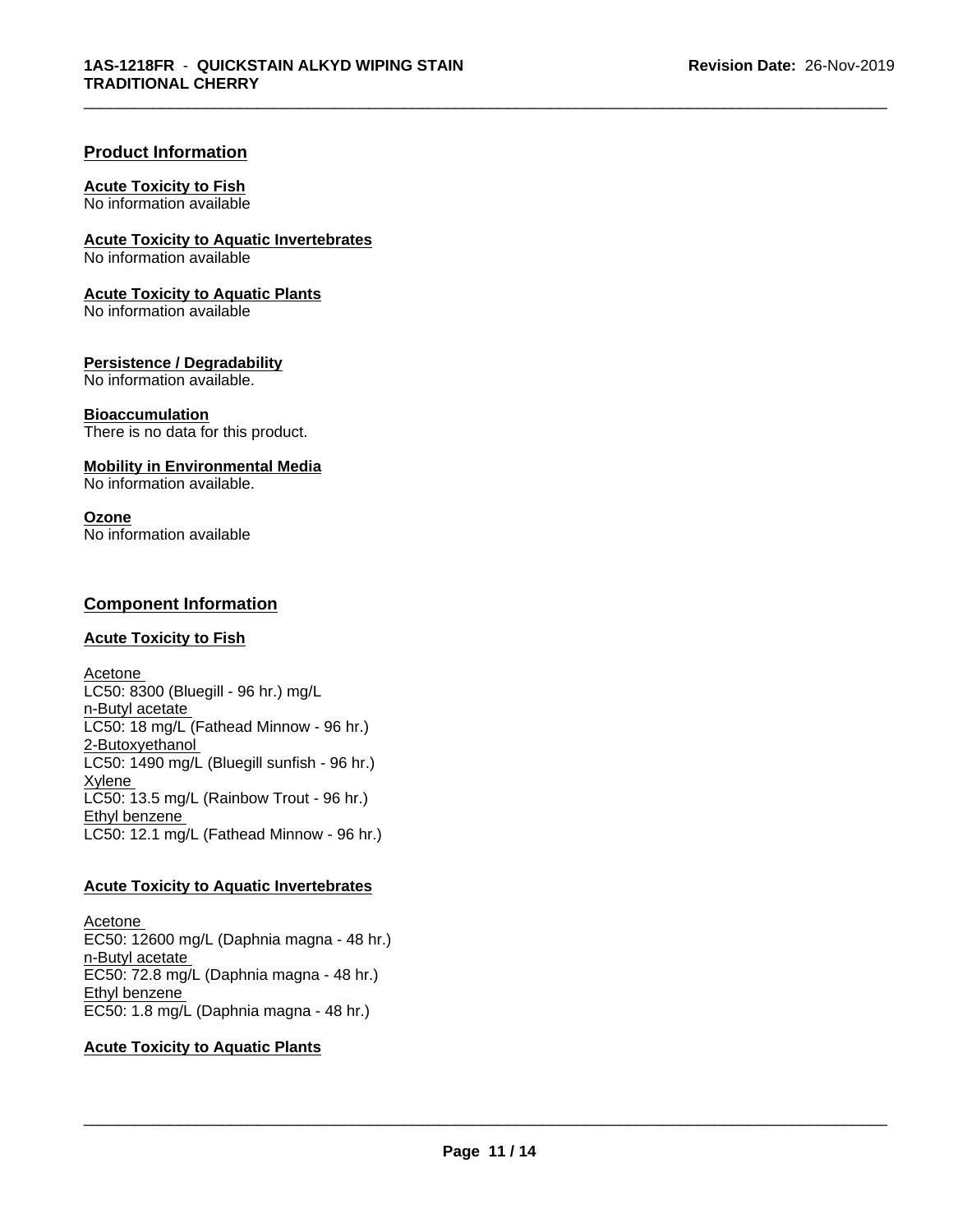## Product Information

**Acute Toxicity to Fish**
No information available

**Acute Toxicity to Aquatic Invertebrates**
No information available

**Acute Toxicity to Aquatic Plants**
No information available

**Persistence / Degradability**
No information available.

**Bioaccumulation**
There is no data for this product.

**Mobility in Environmental Media**
No information available.

**Ozone**
No information available

## Component Information

**Acute Toxicity to Fish**

Acetone
LC50: 8300 (Bluegill - 96 hr.) mg/L
n-Butyl acetate
LC50: 18 mg/L (Fathead Minnow - 96 hr.)
2-Butoxyethanol
LC50: 1490 mg/L (Bluegill sunfish - 96 hr.)
Xylene
LC50: 13.5 mg/L (Rainbow Trout - 96 hr.)
Ethyl benzene
LC50: 12.1 mg/L (Fathead Minnow - 96 hr.)

**Acute Toxicity to Aquatic Invertebrates**

Acetone
EC50: 12600 mg/L (Daphnia magna - 48 hr.)
n-Butyl acetate
EC50: 72.8 mg/L (Daphnia magna - 48 hr.)
Ethyl benzene
EC50: 1.8 mg/L (Daphnia magna - 48 hr.)

**Acute Toxicity to Aquatic Plants**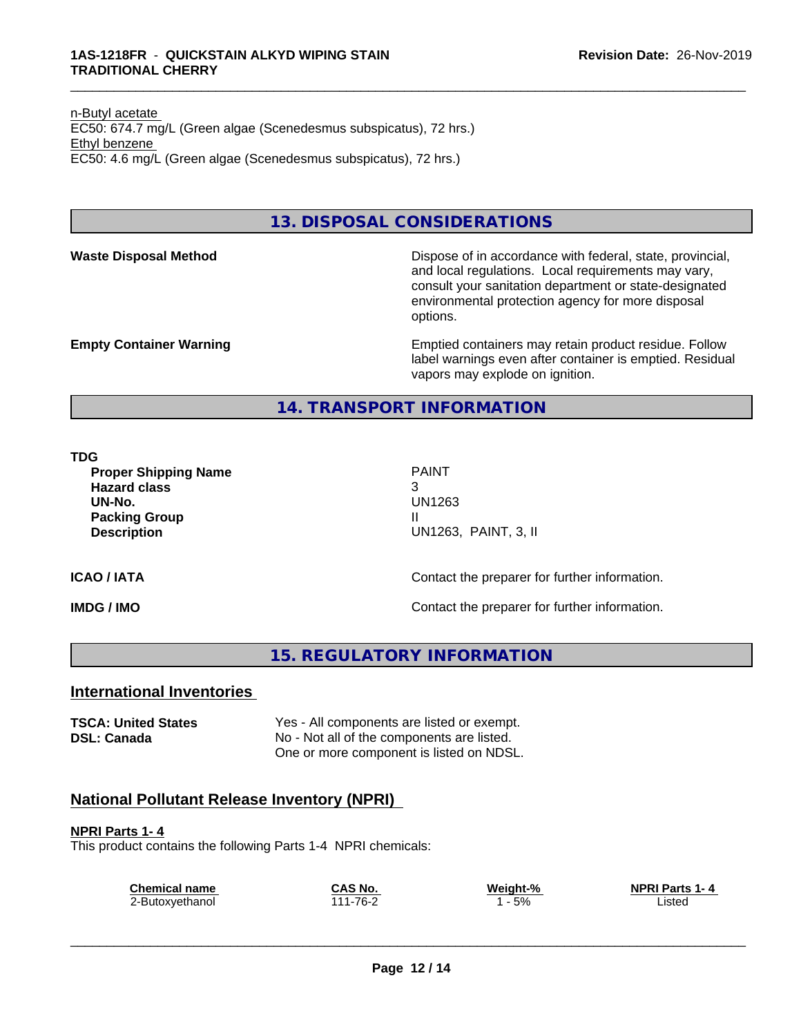n-Butyl acetate
EC50: 674.7 mg/L (Green algae (Scenedesmus subspicatus), 72 hrs.)
Ethyl benzene
EC50: 4.6 mg/L (Green algae (Scenedesmus subspicatus), 72 hrs.)

## 13. DISPOSAL CONSIDERATIONS

**Waste Disposal Method**

Dispose of in accordance with federal, state, provincial, and local regulations. Local requirements may vary, consult your sanitation department or state-designated environmental protection agency for more disposal options.

**Empty Container Warning**

Emptied containers may retain product residue. Follow label warnings even after container is emptied. Residual vapors may explode on ignition.

## 14. TRANSPORT INFORMATION

**TDG**

| | |
|---|---|
| **Proper Shipping Name** | PAINT |
| **Hazard class** | 3 |
| **UN-No.** | UN1263 |
| **Packing Group** | II |
| **Description** | UN1263, PAINT, 3, II |

**ICAO / IATA** — Contact the preparer for further information.

**IMDG / IMO** — Contact the preparer for further information.

## 15. REGULATORY INFORMATION

### International Inventories

| | |
|---|---|
| **TSCA: United States** | Yes - All components are listed or exempt. |
| **DSL: Canada** | No - Not all of the components are listed. One or more component is listed on NDSL. |

### National Pollutant Release Inventory (NPRI)

**NPRI Parts 1- 4**

This product contains the following Parts 1-4 NPRI chemicals:

| Chemical name | CAS No. | Weight-% | NPRI Parts 1- 4 |
|---|---|---|---|
| 2-Butoxyethanol | 111-76-2 | 1 - 5% | Listed |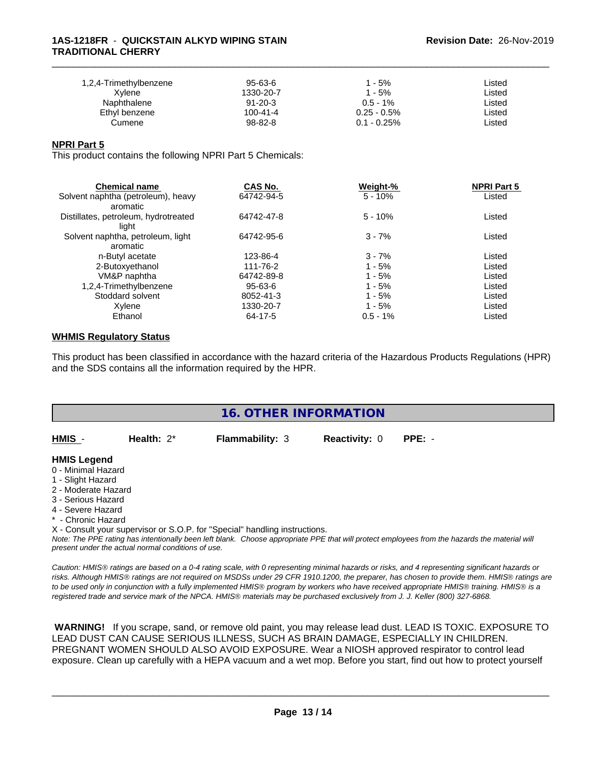| | | | |
|---|---|---|---|
| 1,2,4-Trimethylbenzene | 95-63-6 | 1 - 5% | Listed |
| Xylene | 1330-20-7 | 1 - 5% | Listed |
| Naphthalene | 91-20-3 | 0.5 - 1% | Listed |
| Ethyl benzene | 100-41-4 | 0.25 - 0.5% | Listed |
| Cumene | 98-82-8 | 0.1 - 0.25% | Listed |

**NPRI Part 5**

This product contains the following NPRI Part 5 Chemicals:

| Chemical name | CAS No. | Weight-% | NPRI Part 5 |
|---|---|---|---|
| Solvent naphtha (petroleum), heavy aromatic | 64742-94-5 | 5 - 10% | Listed |
| Distillates, petroleum, hydrotreated light | 64742-47-8 | 5 - 10% | Listed |
| Solvent naphtha, petroleum, light aromatic | 64742-95-6 | 3 - 7% | Listed |
| n-Butyl acetate | 123-86-4 | 3 - 7% | Listed |
| 2-Butoxyethanol | 111-76-2 | 1 - 5% | Listed |
| VM&P naphtha | 64742-89-8 | 1 - 5% | Listed |
| 1,2,4-Trimethylbenzene | 95-63-6 | 1 - 5% | Listed |
| Stoddard solvent | 8052-41-3 | 1 - 5% | Listed |
| Xylene | 1330-20-7 | 1 - 5% | Listed |
| Ethanol | 64-17-5 | 0.5 - 1% | Listed |

**WHMIS Regulatory Status**

This product has been classified in accordance with the hazard criteria of the Hazardous Products Regulations (HPR) and the SDS contains all the information required by the HPR.

## 16. OTHER INFORMATION

**HMIS** - **Health:** 2* **Flammability:** 3 **Reactivity:** 0 **PPE:** -

**HMIS Legend**

0 - Minimal Hazard
1 - Slight Hazard
2 - Moderate Hazard
3 - Serious Hazard
4 - Severe Hazard
* - Chronic Hazard
X - Consult your supervisor or S.O.P. for "Special" handling instructions.

*Note: The PPE rating has intentionally been left blank. Choose appropriate PPE that will protect employees from the hazards the material will present under the actual normal conditions of use.*

*Caution: HMIS® ratings are based on a 0-4 rating scale, with 0 representing minimal hazards or risks, and 4 representing significant hazards or risks. Although HMIS® ratings are not required on MSDSs under 29 CFR 1910.1200, the preparer, has chosen to provide them. HMIS® ratings are to be used only in conjunction with a fully implemented HMIS® program by workers who have received appropriate HMIS® training. HMIS® is a registered trade and service mark of the NPCA. HMIS® materials may be purchased exclusively from J. J. Keller (800) 327-6868.*

**WARNING!** If you scrape, sand, or remove old paint, you may release lead dust. LEAD IS TOXIC. EXPOSURE TO LEAD DUST CAN CAUSE SERIOUS ILLNESS, SUCH AS BRAIN DAMAGE, ESPECIALLY IN CHILDREN. PREGNANT WOMEN SHOULD ALSO AVOID EXPOSURE. Wear a NIOSH approved respirator to control lead exposure. Clean up carefully with a HEPA vacuum and a wet mop. Before you start, find out how to protect yourself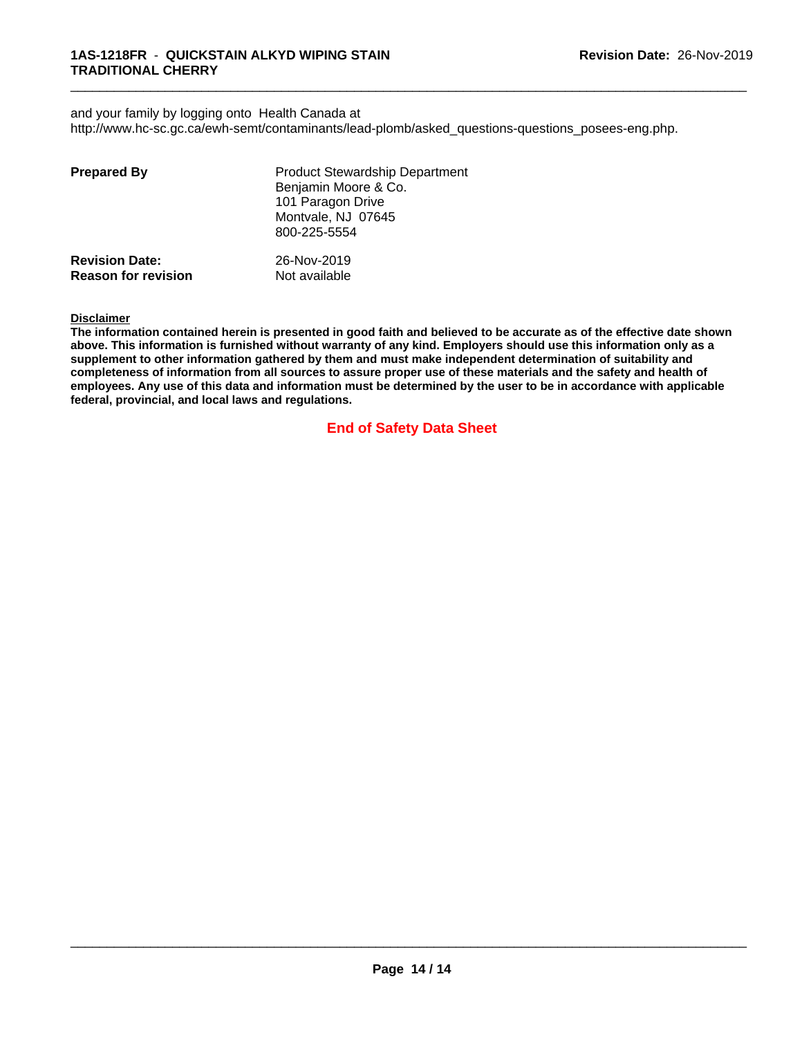and your family by logging onto Health Canada at http://www.hc-sc.gc.ca/ewh-semt/contaminants/lead-plomb/asked_questions-questions_posees-eng.php.

| | |
|---|---|
| **Prepared By** | Product Stewardship Department<br>Benjamin Moore & Co.<br>101 Paragon Drive<br>Montvale, NJ 07645<br>800-225-5554 |
| **Revision Date:** | 26-Nov-2019 |
| **Reason for revision** | Not available |

**Disclaimer**

**The information contained herein is presented in good faith and believed to be accurate as of the effective date shown above. This information is furnished without warranty of any kind. Employers should use this information only as a supplement to other information gathered by them and must make independent determination of suitability and completeness of information from all sources to assure proper use of these materials and the safety and health of employees. Any use of this data and information must be determined by the user to be in accordance with applicable federal, provincial, and local laws and regulations.**

**End of Safety Data Sheet**